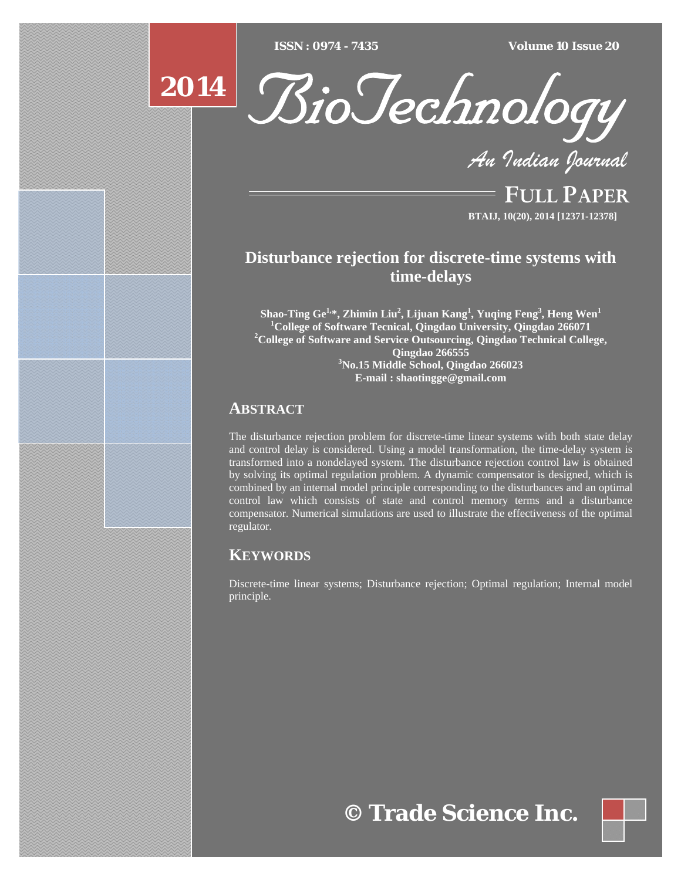# Disturbance rejection for discrete-time systems with time-delays

**Shao-Ting Ge[1,*], Zhimin Liu[2], Lijuan Kang[1], Yuqing Feng[3], Heng Wen[1]**

**[1]College of Software Tecnical, Qingdao University, Qingdao 266071**

**[2]College of Software and Service Outsourcing, Qingdao Technical College, Qingdao 266555**

**[3]No.15 Middle School, Qingdao 266023**

**E-mail : shaotingge@gmail.com**

## ABSTRACT

The disturbance rejection problem for discrete-time linear systems with both state delay and control delay is considered. Using a model transformation, the time-delay system is transformed into a nondelayed system. The disturbance rejection control law is obtained by solving its optimal regulation problem. A dynamic compensator is designed, which is combined by an internal model principle corresponding to the disturbances and an optimal control law which consists of state and control memory terms and a disturbance compensator. Numerical simulations are used to illustrate the effectiveness of the optimal regulator.

## KEYWORDS

Discrete-time linear systems; Disturbance rejection; Optimal regulation; Internal model principle.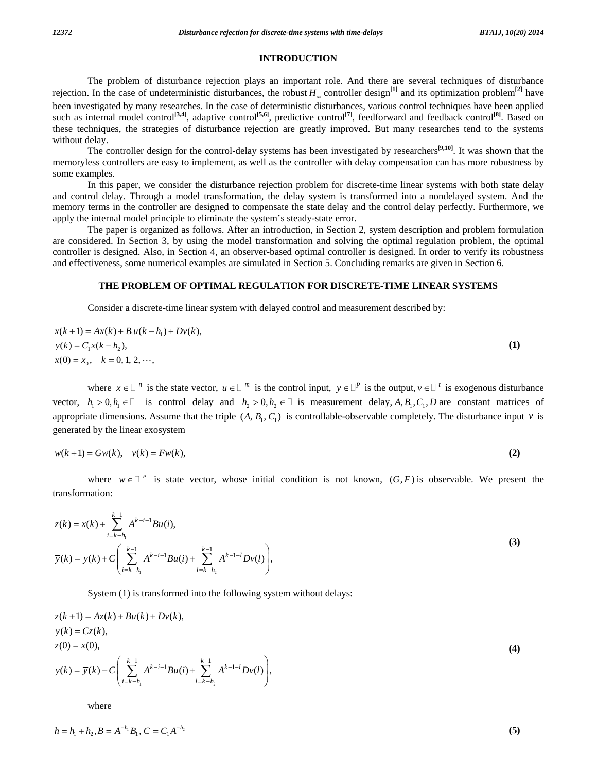## INTRODUCTION

The problem of disturbance rejection plays an important role. And there are several techniques of disturbance rejection. In the case of undeterministic disturbances, the robust $H_\infty$ controller design[1] and its optimization problem[2] have been investigated by many researches. In the case of deterministic disturbances, various control techniques have been applied such as internal model control[3,4], adaptive control[5,6], predictive control[7], feedforward and feedback control[8]. Based on these techniques, the strategies of disturbance rejection are greatly improved. But many researches tend to the systems without delay.

The controller design for the control-delay systems has been investigated by researchers[9,10]. It was shown that the memoryless controllers are easy to implement, as well as the controller with delay compensation can has more robustness by some examples.

In this paper, we consider the disturbance rejection problem for discrete-time linear systems with both state delay and control delay. Through a model transformation, the delay system is transformed into a nondelayed system. And the memory terms in the controller are designed to compensate the state delay and the control delay perfectly. Furthermore, we apply the internal model principle to eliminate the system's steady-state error.

The paper is organized as follows. After an introduction, in Section 2, system description and problem formulation are considered. In Section 3, by using the model transformation and solving the optimal regulation problem, the optimal controller is designed. Also, in Section 4, an observer-based optimal controller is designed. In order to verify its robustness and effectiveness, some numerical examples are simulated in Section 5. Concluding remarks are given in Section 6.

## THE PROBLEM OF OPTIMAL REGULATION FOR DISCRETE-TIME LINEAR SYSTEMS

Consider a discrete-time linear system with delayed control and measurement described by:

$$
\begin{aligned}
&x(k+1) = Ax(k) + B_1 u(k-h_1) + Dv(k), \\
&y(k) = C_1 x(k-h_2), \\
&x(0) = x_0, \quad k = 0, 1, 2, \cdots,
\end{aligned}
\tag{1}
$$

where $x \in \mathbb{R}^n$ is the state vector, $u \in \mathbb{R}^m$ is the control input, $y \in \mathbb{R}^p$ is the output, $v \in \mathbb{R}^t$ is exogenous disturbance vector, $h_1 > 0, h_1 \in \mathbb{N}$ is control delay and $h_2 > 0, h_2 \in \mathbb{N}$ is measurement delay, $A, B_1, C_1, D$ are constant matrices of appropriate dimensions. Assume that the triple $(A, B_1, C_1)$ is controllable-observable completely. The disturbance input $v$ is generated by the linear exosystem

$$
w(k+1) = Gw(k), \quad v(k) = Fw(k),
\tag{2}
$$

where $w \in \mathbb{R}^p$ is state vector, whose initial condition is not known, $(G, F)$ is observable. We present the transformation:

$$
\begin{aligned}
&z(k) = x(k) + \sum_{i=k-h_1}^{k-1} A^{k-i-1} Bu(i), \\
&\bar{y}(k) = y(k) + C\left( \sum_{i=k-h_1}^{k-1} A^{k-i-1} Bu(i) + \sum_{l=k-h_2}^{k-1} A^{k-1-l} Dv(l) \right),
\end{aligned}
\tag{3}
$$

System (1) is transformed into the following system without delays:

$$
\begin{aligned}
&z(k+1) = Az(k) + Bu(k) + Dv(k), \\
&\bar{y}(k) = Cz(k), \\
&z(0) = x(0), \\
&y(k) = \bar{y}(k) - \bar{C}\left( \sum_{i=k-h_1}^{k-1} A^{k-i-1} Bu(i) + \sum_{l=k-h_2}^{k-1} A^{k-1-l} Dv(l) \right),
\end{aligned}
\tag{4}
$$

where

$$
h = h_1 + h_2, B = A^{-h_1} B_1, C = C_1 A^{-h_2}
\tag{5}
$$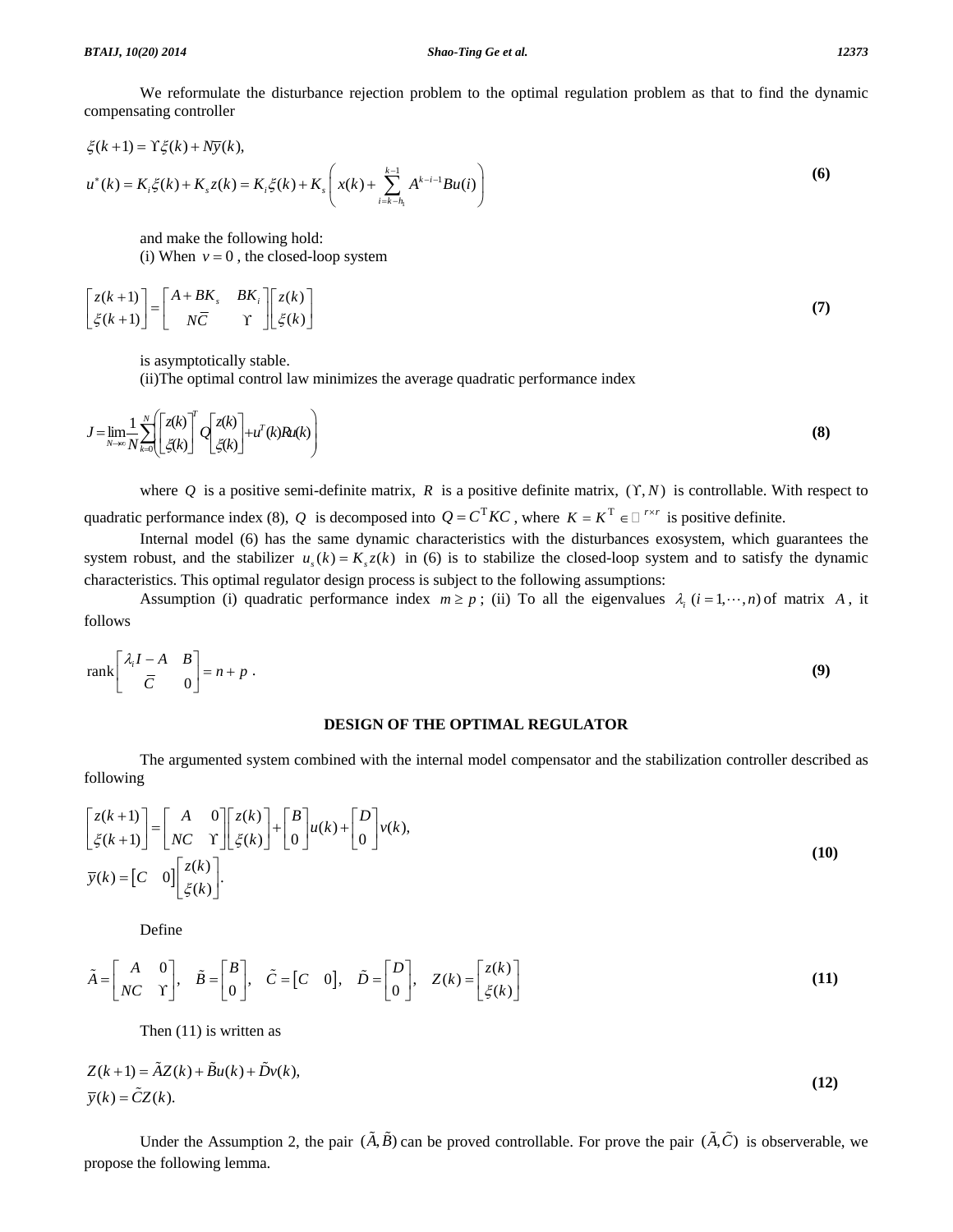We reformulate the disturbance rejection problem to the optimal regulation problem as that to find the dynamic compensating controller

$$
\begin{aligned}
&\xi(k+1) = \Upsilon \xi(k) + N\bar{y}(k), \\
&u^*(k) = K_i \xi(k) + K_s z(k) = K_i \xi(k) + K_s \left( x(k) + \sum_{i=k-h_1}^{k-1} A^{k-i-1} B u(i) \right)
\end{aligned}
\tag{6}
$$

and make the following hold:

(i) When $v = 0$ , the closed-loop system

$$
\begin{bmatrix} z(k+1) \\ \xi(k+1) \end{bmatrix} = \begin{bmatrix} A + BK_s & BK_i \\ N\bar{C} & \Upsilon \end{bmatrix} \begin{bmatrix} z(k) \\ \xi(k) \end{bmatrix}
\tag{7}
$$

is asymptotically stable.

(ii)The optimal control law minimizes the average quadratic performance index

$$
J = \lim_{N \to \infty} \frac{1}{N} \sum_{k=0}^{N} \left( \begin{bmatrix} z(k) \\ \xi(k) \end{bmatrix}^T Q \begin{bmatrix} z(k) \\ \xi(k) \end{bmatrix} + u^T(k) R u(k) \right)
\tag{8}
$$

where $Q$ is a positive semi-definite matrix, $R$ is a positive definite matrix, $(\Upsilon, N)$ is controllable. With respect to quadratic performance index (8), $Q$ is decomposed into $Q = C^{\mathrm{T}} K C$ , where $K = K^{\mathrm{T}} \in \mathbb{R}^{r \times r}$ is positive definite.

Internal model (6) has the same dynamic characteristics with the disturbances exosystem, which guarantees the system robust, and the stabilizer $u_s(k) = K_s z(k)$ in (6) is to stabilize the closed-loop system and to satisfy the dynamic characteristics. This optimal regulator design process is subject to the following assumptions:

Assumption (i) quadratic performance index $m \geq p$ ; (ii) To all the eigenvalues $\lambda_i \ (i = 1, \cdots, n)$ of matrix $A$ , it follows

$$
\operatorname{rank} \begin{bmatrix} \lambda_i I - A & B \\ \bar{C} & 0 \end{bmatrix} = n + p \ .
\tag{9}
$$

## DESIGN OF THE OPTIMAL REGULATOR

The argumented system combined with the internal model compensator and the stabilization controller described as following

$$
\begin{aligned}
&\begin{bmatrix} z(k+1) \\ \xi(k+1) \end{bmatrix} = \begin{bmatrix} A & 0 \\ NC & \Upsilon \end{bmatrix} \begin{bmatrix} z(k) \\ \xi(k) \end{bmatrix} + \begin{bmatrix} B \\ 0 \end{bmatrix} u(k) + \begin{bmatrix} D \\ 0 \end{bmatrix} v(k), \\
&\bar{y}(k) = \begin{bmatrix} C & 0 \end{bmatrix} \begin{bmatrix} z(k) \\ \xi(k) \end{bmatrix}.
\end{aligned}
\tag{10}
$$

Define

$$
\tilde{A} = \begin{bmatrix} A & 0 \\ NC & \Upsilon \end{bmatrix}, \quad \tilde{B} = \begin{bmatrix} B \\ 0 \end{bmatrix}, \quad \tilde{C} = \begin{bmatrix} C & 0 \end{bmatrix}, \quad \tilde{D} = \begin{bmatrix} D \\ 0 \end{bmatrix}, \quad Z(k) = \begin{bmatrix} z(k) \\ \xi(k) \end{bmatrix}
\tag{11}
$$

Then (11) is written as

$$
\begin{aligned}
&Z(k+1) = \tilde{A} Z(k) + \tilde{B} u(k) + \tilde{D} v(k), \\
&\bar{y}(k) = \tilde{C} Z(k).
\end{aligned}
\tag{12}
$$

Under the Assumption 2, the pair $(\tilde{A}, \tilde{B})$ can be proved controllable. For prove the pair $(\tilde{A}, \tilde{C})$ is observerable, we propose the following lemma.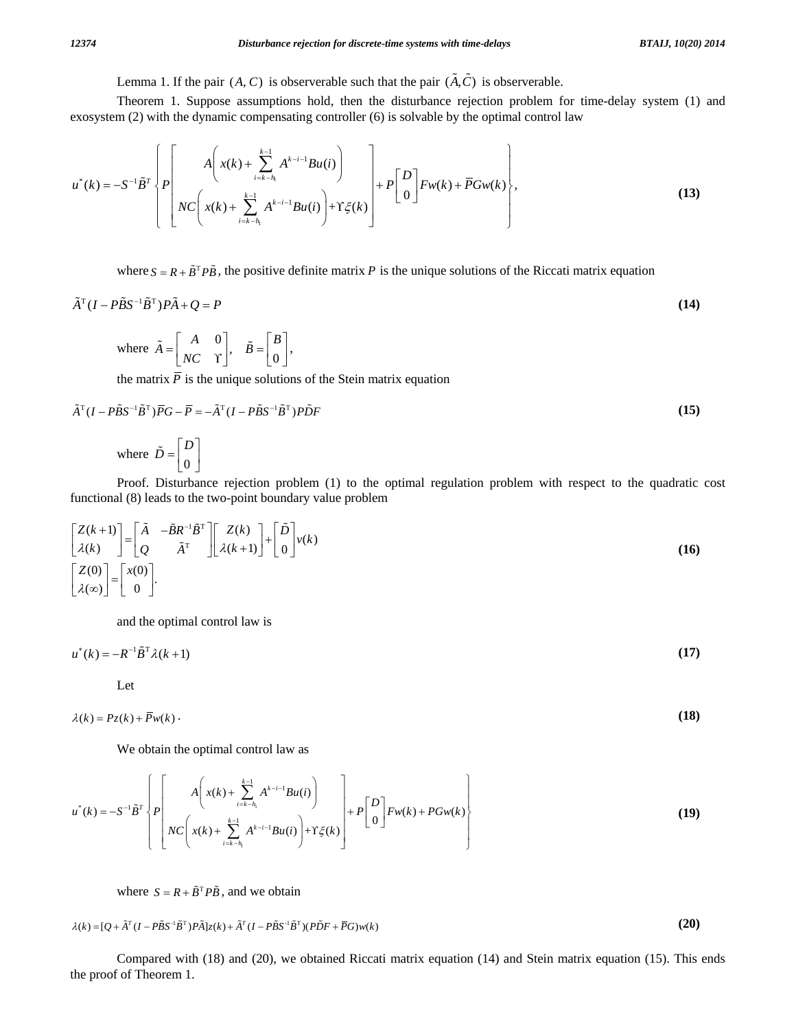Lemma 1. If the pair $(A, C)$ is observerable such that the pair $(\tilde{A}, \tilde{C})$ is observerable.

Theorem 1. Suppose assumptions hold, then the disturbance rejection problem for time-delay system (1) and exosystem (2) with the dynamic compensating controller (6) is solvable by the optimal control law

$$u^*(k) = -S^{-1}\tilde{B}^T \left\{ P \begin{bmatrix} A\left( x(k) + \sum_{i=k-h_1}^{k-1} A^{k-i-1}Bu(i) \right) \\ NC\left( x(k) + \sum_{i=k-h_1}^{k-1} A^{k-i-1}Bu(i) \right) + \Upsilon\xi(k) \end{bmatrix} + P\begin{bmatrix} D \\ 0 \end{bmatrix} Fw(k) + \bar{P}Gw(k) \right\}, \tag{13}$$

where $S = R + \tilde{B}^{\mathrm{T}} P \tilde{B}$, the positive definite matrix $P$ is the unique solutions of the Riccati matrix equation

$$\tilde{A}^{\mathrm{T}}(I - P\tilde{B}S^{-1}\tilde{B}^{\mathrm{T}})P\tilde{A} + Q = P \tag{14}$$

where $\tilde{A} = \begin{bmatrix} A & 0 \\ NC & \Upsilon \end{bmatrix}, \quad \tilde{B} = \begin{bmatrix} B \\ 0 \end{bmatrix},$

the matrix $\bar{P}$ is the unique solutions of the Stein matrix equation

$$\tilde{A}^{\mathrm{T}}(I - P\tilde{B}S^{-1}\tilde{B}^{\mathrm{T}})\bar{P}G - \bar{P} = -\tilde{A}^{\mathrm{T}}(I - P\tilde{B}S^{-1}\tilde{B}^{\mathrm{T}})P\tilde{D}F \tag{15}$$

where $\tilde{D} = \begin{bmatrix} D \\ 0 \end{bmatrix}$

Proof. Disturbance rejection problem (1) to the optimal regulation problem with respect to the quadratic cost functional (8) leads to the two-point boundary value problem

$$\begin{bmatrix} Z(k+1) \\ \lambda(k) \end{bmatrix} = \begin{bmatrix} \tilde{A} & -\tilde{B}R^{-1}\tilde{B}^{\mathrm{T}} \\ Q & \tilde{A}^{\mathrm{T}} \end{bmatrix} \begin{bmatrix} Z(k) \\ \lambda(k+1) \end{bmatrix} + \begin{bmatrix} \tilde{D} \\ 0 \end{bmatrix} v(k)$$
$$\begin{bmatrix} Z(0) \\ \lambda(\infty) \end{bmatrix} = \begin{bmatrix} x(0) \\ 0 \end{bmatrix}. \tag{16}$$

and the optimal control law is

$$u^*(k) = -R^{-1}\tilde{B}^{\mathrm{T}}\lambda(k+1) \tag{17}$$

Let

$$\lambda(k) = Pz(k) + \bar{P}w(k)\,. \tag{18}$$

We obtain the optimal control law as

$$u^*(k) = -S^{-1}\tilde{B}^T \left\{ P \begin{bmatrix} A\left( x(k) + \sum_{i=k-h_1}^{k-1} A^{k-i-1}Bu(i) \right) \\ NC\left( x(k) + \sum_{i=k-h_1}^{k-1} A^{k-i-1}Bu(i) \right) + \Upsilon\xi(k) \end{bmatrix} + P\begin{bmatrix} D \\ 0 \end{bmatrix} Fw(k) + PGw(k) \right\} \tag{19}$$

where $S = R + \tilde{B}^{\mathrm{T}} P \tilde{B}$, and we obtain

$$\lambda(k) = [Q + \tilde{A}^T(I - P\tilde{B}S^{-1}\tilde{B}^{\mathrm{T}})P\tilde{A}]z(k) + \tilde{A}^T(I - P\tilde{B}S^{-1}\tilde{B}^{\mathrm{T}})(P\tilde{D}F + \bar{P}G)w(k) \tag{20}$$

Compared with (18) and (20), we obtained Riccati matrix equation (14) and Stein matrix equation (15). This ends the proof of Theorem 1.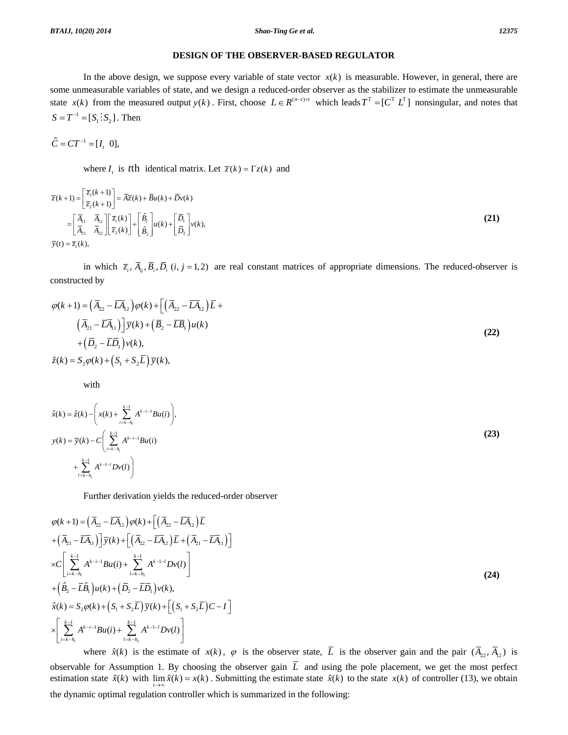## DESIGN OF THE OBSERVER-BASED REGULATOR

In the above design, we suppose every variable of state vector $x(k)$ is measurable. However, in general, there are some unmeasurable variables of state, and we design a reduced-order observer as the stabilizer to estimate the unmeasurable state $x(k)$ from the measured output $y(k)$. First, choose $L \in R^{(n-t)\times t}$ which leads $T^{\mathrm{T}} = [C^{\mathrm{T}}\ L^{\mathrm{T}}]$ nonsingular, and notes that $S = T^{-1} = [S_1 \vdots S_2]$. Then

$$\hat{C} = CT^{-1} = [I_t \ \ 0],$$

where $I_t$ is $t$th identical matrix. Let $\bar{z}(k) = \Gamma z(k)$ and

$$\begin{aligned}
\bar{z}(k+1) &= \begin{bmatrix} \bar{z}_1(k+1) \\ \bar{z}_2(k+1) \end{bmatrix} = \bar{A}\bar{z}(k) + \bar{B}u(k) + \bar{D}v(k) \\
&= \begin{bmatrix} \bar{A}_{11} & \bar{A}_{12} \\ \bar{A}_{21} & \bar{A}_{22} \end{bmatrix}\begin{bmatrix} \bar{z}_1(k) \\ \bar{z}_2(k) \end{bmatrix} + \begin{bmatrix} \hat{B}_1 \\ \hat{B}_2 \end{bmatrix}u(k) + \begin{bmatrix} \bar{D}_1 \\ \bar{D}_2 \end{bmatrix}v(k), \\
\bar{y}(t) &= \bar{z}_1(k),
\end{aligned} \tag{21}$$

in which $\bar{z}_i, \bar{A}_{ij}, \bar{B}_i, \bar{D}_i \ (i, j = 1, 2)$ are real constant matrices of appropriate dimensions. The reduced-observer is constructed by

$$\begin{aligned}
\varphi(k+1) &= \left(\bar{A}_{22} - \bar{L}\bar{A}_{12}\right)\varphi(k) + \Big[\left(\bar{A}_{22} - \bar{L}\bar{A}_{12}\right)\bar{L} + \\
&\quad \left(\bar{A}_{21} - \bar{L}\bar{A}_{11}\right)\Big]\bar{y}(k) + \left(\bar{B}_2 - \bar{L}\bar{B}_1\right)u(k) \\
&\quad + \left(\bar{D}_2 - \bar{L}\bar{D}_1\right)v(k), \\
\hat{z}(k) &= S_2\varphi(k) + \left(S_1 + S_2\bar{L}\right)\bar{y}(k),
\end{aligned} \tag{22}$$

with

$$\begin{aligned}
\hat{x}(k) &= \hat{z}(k) - \left(x(k) + \sum_{i=k-h_1}^{k-1} A^{k-i-1}Bu(i)\right), \\
y(k) &= \bar{y}(k) - C\left(\sum_{i=k-h_1}^{k-1} A^{k-i-1}Bu(i)\right. \\
&\quad \left. + \sum_{l=k-h_2}^{k-1} A^{k-1-l}Dv(l)\right)
\end{aligned} \tag{23}$$

Further derivation yields the reduced-order observer

$$\begin{aligned}
\varphi(k+1) &= \left(\bar{A}_{22} - \bar{L}\bar{A}_{12}\right)\varphi(k) + \Big[\left(\bar{A}_{22} - \bar{L}\bar{A}_{12}\right)\bar{L} \\
&\quad + \left(\bar{A}_{21} - \bar{L}\bar{A}_{11}\right)\Big]\bar{y}(k) + \Big[\left(\bar{A}_{22} - \bar{L}\bar{A}_{12}\right)\bar{L} + \left(\bar{A}_{21} - \bar{L}\bar{A}_{11}\right)\Big] \\
&\quad \times C\left[\sum_{i=k-h_1}^{k-1} A^{k-i-1}Bu(i) + \sum_{l=k-h_2}^{k-1} A^{k-1-l}Dv(l)\right] \\
&\quad + \left(\hat{B}_2 - \bar{L}\hat{B}_1\right)u(k) + \left(\bar{D}_2 - \bar{L}\bar{D}_1\right)v(k), \\
\hat{x}(k) &= S_2\varphi(k) + \left(S_1 + S_2\bar{L}\right)\bar{y}(k) + \Big[\left(S_1 + S_2\bar{L}\right)C - I\Big] \\
&\quad \times \left[\sum_{i=k-h_1}^{k-1} A^{k-i-1}Bu(i) + \sum_{l=k-h_2}^{k-1} A^{k-1-l}Dv(l)\right]
\end{aligned} \tag{24}$$

where $\hat{x}(k)$ is the estimate of $x(k)$, $\varphi$ is the observer state, $\bar{L}$ is the observer gain and the pair $(\bar{A}_{22}, \bar{A}_{12})$ is observable for Assumption 1. By choosing the observer gain $\bar{L}$ and using the pole placement, we get the most perfect estimation state $\hat{x}(k)$ with $\lim_{t\to\infty} \hat{x}(k) = x(k)$. Submitting the estimate state $\hat{x}(k)$ to the state $x(k)$ of controller (13), we obtain the dynamic optimal regulation controller which is summarized in the following: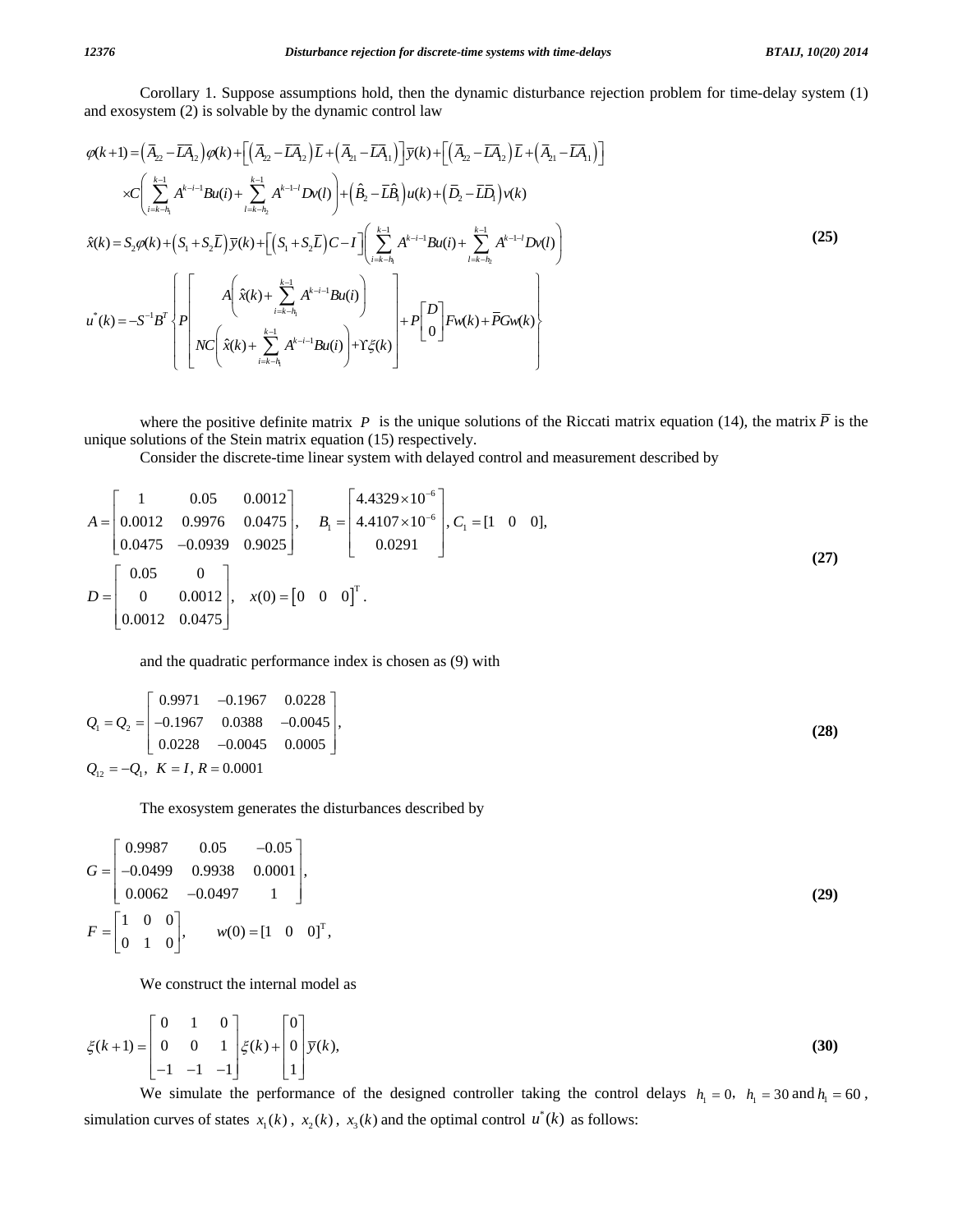Corollary 1. Suppose assumptions hold, then the dynamic disturbance rejection problem for time-delay system (1) and exosystem (2) is solvable by the dynamic control law

$$
\begin{aligned}
\varphi(k+1) &= \left(\bar{A}_{22}-\bar{L}\bar{A}_{12}\right)\varphi(k)+\left[\left(\bar{A}_{22}-\bar{L}\bar{A}_{12}\right)\bar{L}+\left(\bar{A}_{21}-\bar{L}\bar{A}_{11}\right)\right]\bar{y}(k)+\left[\left(\bar{A}_{22}-\bar{L}\bar{A}_{12}\right)\bar{L}+\left(\bar{A}_{21}-\bar{L}\bar{A}_{11}\right)\right] \\
&\quad \times C\left(\sum_{i=k-h_1}^{k-1} A^{k-i-1}Bu(i)+\sum_{l=k-h_2}^{k-1} A^{k-1-l}Dv(l)\right)+\left(\hat{B}_2-\bar{L}\hat{B}_1\right)u(k)+\left(\bar{D}_2-\bar{L}\bar{D}_1\right)v(k) \\
\hat{x}(k) &= S_2\varphi(k)+\left(S_1+S_2\bar{L}\right)\bar{y}(k)+\left[\left(S_1+S_2\bar{L}\right)C-I\right]\left(\sum_{i=k-h_1}^{k-1} A^{k-i-1}Bu(i)+\sum_{l=k-h_2}^{k-1} A^{k-1-l}Dv(l)\right) \\
u^*(k) &= -S^{-1}B^T\left\{P\begin{bmatrix} A\left(\hat{x}(k)+\sum\limits_{i=k-h_1}^{k-1} A^{k-i-1}Bu(i)\right) \\ NC\left(\hat{x}(k)+\sum\limits_{i=k-h_1}^{k-1} A^{k-i-1}Bu(i)\right)+\Upsilon\xi(k)\end{bmatrix}+P\begin{bmatrix} D \\ 0\end{bmatrix}Fw(k)+\bar{P}Gw(k)\right\}
\end{aligned}
\tag{25}
$$

where the positive definite matrix $P$ is the unique solutions of the Riccati matrix equation (14), the matrix $\bar{P}$ is the unique solutions of the Stein matrix equation (15) respectively.

Consider the discrete-time linear system with delayed control and measurement described by

$$
\begin{aligned}
A &= \begin{bmatrix} 1 & 0.05 & 0.0012 \\ 0.0012 & 0.9976 & 0.0475 \\ 0.0475 & -0.0939 & 0.9025 \end{bmatrix}, \quad B_1 = \begin{bmatrix} 4.4329\times 10^{-6} \\ 4.4107\times 10^{-6} \\ 0.0291 \end{bmatrix}, C_1 = [1 \quad 0 \quad 0], \\
D &= \begin{bmatrix} 0.05 & 0 \\ 0 & 0.0012 \\ 0.0012 & 0.0475 \end{bmatrix}, \quad x(0) = \begin{bmatrix} 0 & 0 & 0 \end{bmatrix}^{\mathrm{T}}.
\end{aligned}
\tag{27}
$$

and the quadratic performance index is chosen as (9) with

$$
\begin{aligned}
Q_1 = Q_2 &= \begin{bmatrix} 0.9971 & -0.1967 & 0.0228 \\ -0.1967 & 0.0388 & -0.0045 \\ 0.0228 & -0.0045 & 0.0005 \end{bmatrix}, \\
Q_{12} &= -Q_1, \; K = I, \; R = 0.0001
\end{aligned}
\tag{28}
$$

The exosystem generates the disturbances described by

$$
\begin{aligned}
G &= \begin{bmatrix} 0.9987 & 0.05 & -0.05 \\ -0.0499 & 0.9938 & 0.0001 \\ 0.0062 & -0.0497 & 1 \end{bmatrix}, \\
F &= \begin{bmatrix} 1 & 0 & 0 \\ 0 & 1 & 0 \end{bmatrix}, \qquad w(0) = [1 \quad 0 \quad 0]^{\mathrm{T}},
\end{aligned}
\tag{29}
$$

We construct the internal model as

$$
\xi(k+1) = \begin{bmatrix} 0 & 1 & 0 \\ 0 & 0 & 1 \\ -1 & -1 & -1 \end{bmatrix}\xi(k) + \begin{bmatrix} 0 \\ 0 \\ 1 \end{bmatrix}\bar{y}(k), \tag{30}
$$

We simulate the performance of the designed controller taking the control delays $h_1 = 0$, $h_1 = 30$ and $h_1 = 60$, simulation curves of states $x_1(k)$, $x_2(k)$, $x_3(k)$ and the optimal control $u^*(k)$ as follows: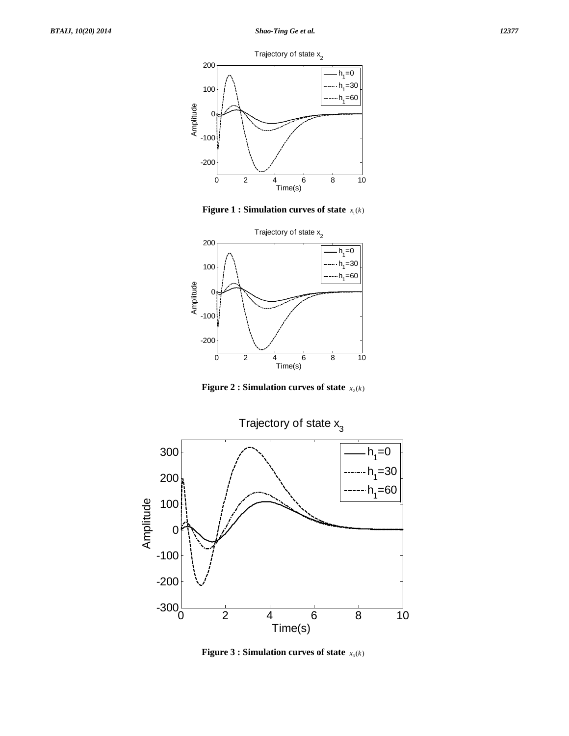**Figure 1 : Simulation curves of state** $x_1(k)$

**Figure 2 : Simulation curves of state** $x_2(k)$

**Figure 3 : Simulation curves of state** $x_3(k)$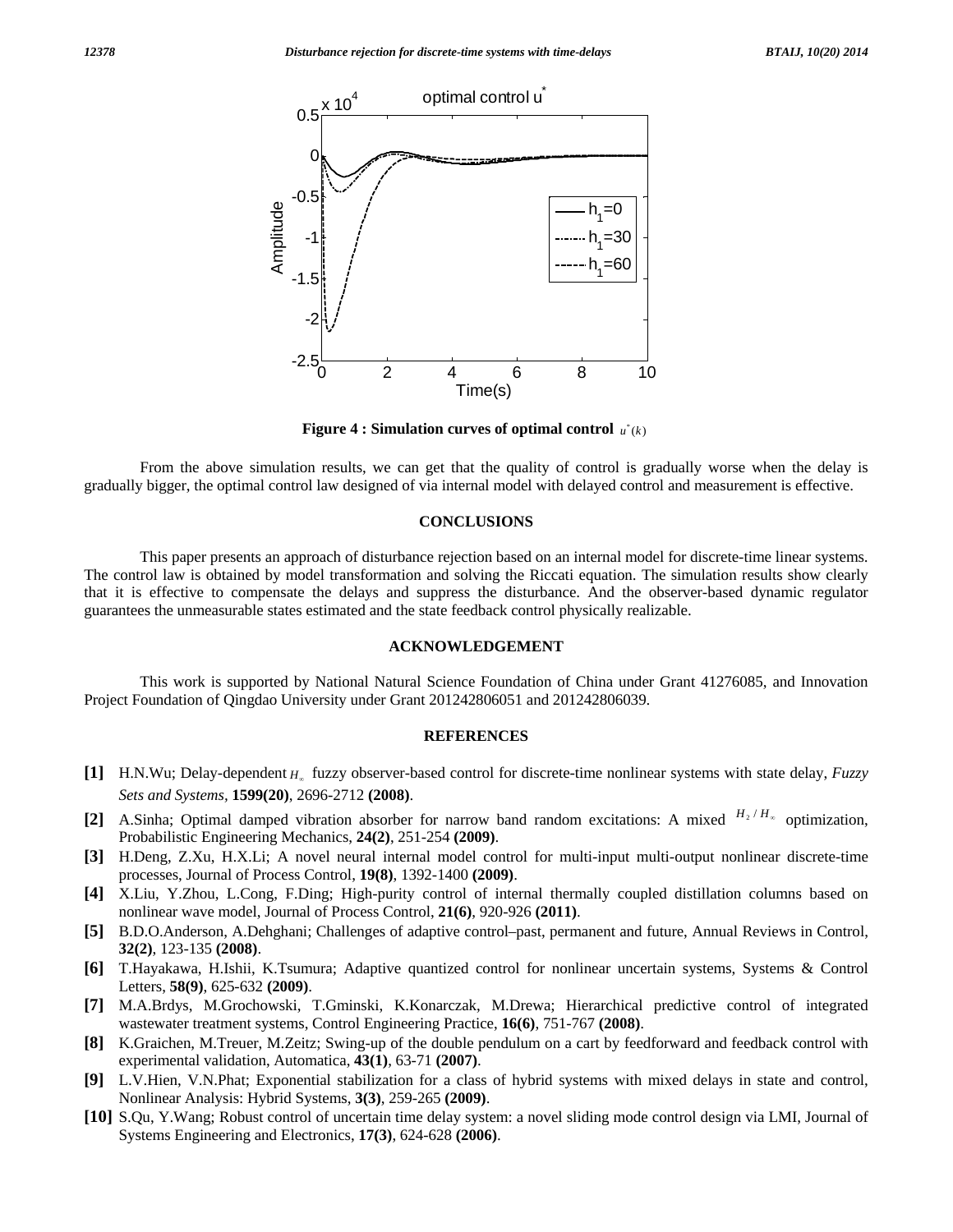optimal control $u^*$

x $10^4$

0.5
0
-0.5
-1
-1.5
-2
-2.5

Amplitude

0 2 4 6 8 10

Time(s)

$h_1$=0
$h_1$=30
$h_1$=60

**Figure 4 : Simulation curves of optimal control $u^*(k)$**

From the above simulation results, we can get that the quality of control is gradually worse when the delay is gradually bigger, the optimal control law designed of via internal model with delayed control and measurement is effective.

## CONCLUSIONS

This paper presents an approach of disturbance rejection based on an internal model for discrete-time linear systems. The control law is obtained by model transformation and solving the Riccati equation. The simulation results show clearly that it is effective to compensate the delays and suppress the disturbance. And the observer-based dynamic regulator guarantees the unmeasurable states estimated and the state feedback control physically realizable.

## ACKNOWLEDGEMENT

This work is supported by National Natural Science Foundation of China under Grant 41276085, and Innovation Project Foundation of Qingdao University under Grant 201242806051 and 201242806039.

## REFERENCES

**[1]** H.N.Wu; Delay-dependent $H_\infty$ fuzzy observer-based control for discrete-time nonlinear systems with state delay, *Fuzzy Sets and Systems*, **1599(20)**, 2696-2712 **(2008)**.

**[2]** A.Sinha; Optimal damped vibration absorber for narrow band random excitations: A mixed $H_2/H_\infty$ optimization, Probabilistic Engineering Mechanics, **24(2)**, 251-254 **(2009)**.

**[3]** H.Deng, Z.Xu, H.X.Li; A novel neural internal model control for multi-input multi-output nonlinear discrete-time processes, Journal of Process Control, **19(8)**, 1392-1400 **(2009)**.

**[4]** X.Liu, Y.Zhou, L.Cong, F.Ding; High-purity control of internal thermally coupled distillation columns based on nonlinear wave model, Journal of Process Control, **21(6)**, 920-926 **(2011)**.

**[5]** B.D.O.Anderson, A.Dehghani; Challenges of adaptive control–past, permanent and future, Annual Reviews in Control, **32(2)**, 123-135 **(2008)**.

**[6]** T.Hayakawa, H.Ishii, K.Tsumura; Adaptive quantized control for nonlinear uncertain systems, Systems & Control Letters, **58(9)**, 625-632 **(2009)**.

**[7]** M.A.Brdys, M.Grochowski, T.Gminski, K.Konarczak, M.Drewa; Hierarchical predictive control of integrated wastewater treatment systems, Control Engineering Practice, **16(6)**, 751-767 **(2008)**.

**[8]** K.Graichen, M.Treuer, M.Zeitz; Swing-up of the double pendulum on a cart by feedforward and feedback control with experimental validation, Automatica, **43(1)**, 63-71 **(2007)**.

**[9]** L.V.Hien, V.N.Phat; Exponential stabilization for a class of hybrid systems with mixed delays in state and control, Nonlinear Analysis: Hybrid Systems, **3(3)**, 259-265 **(2009)**.

**[10]** S.Qu, Y.Wang; Robust control of uncertain time delay system: a novel sliding mode control design via LMI, Journal of Systems Engineering and Electronics, **17(3)**, 624-628 **(2006)**.